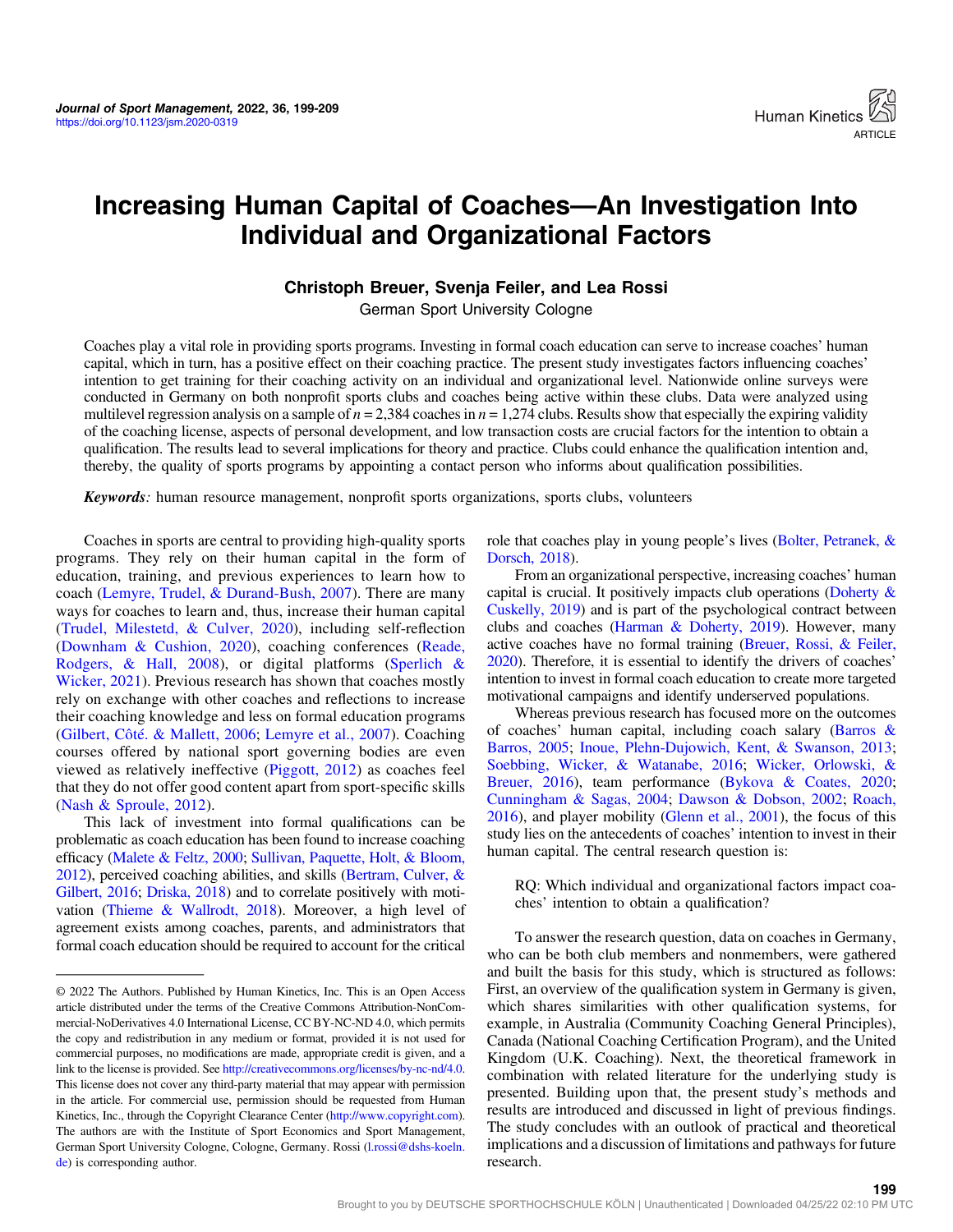# Increasing Human Capital of Coaches—An Investigation Into Individual and Organizational Factors

**Christoph Breuer, Svenja Feiler, and Lea Rossi**

German Sport University Cologne

Coaches play a vital role in providing sports programs. Investing in formal coach education can serve to increase coaches' human capital, which in turn, has a positive effect on their coaching practice. The present study investigates factors influencing coaches' intention to get training for their coaching activity on an individual and organizational level. Nationwide online surveys were conducted in Germany on both nonprofit sports clubs and coaches being active within these clubs. Data were analyzed using multilevel regression analysis on a sample of $n = 2{,}384$ coaches in $n = 1{,}274$ clubs. Results show that especially the expiring validity of the coaching license, aspects of personal development, and low transaction costs are crucial factors for the intention to obtain a qualification. The results lead to several implications for theory and practice. Clubs could enhance the qualification intention and, thereby, the quality of sports programs by appointing a contact person who informs about qualification possibilities.

***Keywords:*** human resource management, nonprofit sports organizations, sports clubs, volunteers

Coaches in sports are central to providing high-quality sports programs. They rely on their human capital in the form of education, training, and previous experiences to learn how to coach (Lemyre, Trudel, & Durand-Bush, 2007). There are many ways for coaches to learn and, thus, increase their human capital (Trudel, Milestetd, & Culver, 2020), including self-reflection (Downham & Cushion, 2020), coaching conferences (Reade, Rodgers, & Hall, 2008), or digital platforms (Sperlich & Wicker, 2021). Previous research has shown that coaches mostly rely on exchange with other coaches and reflections to increase their coaching knowledge and less on formal education programs (Gilbert, Côté, & Mallett, 2006; Lemyre et al., 2007). Coaching courses offered by national sport governing bodies are even viewed as relatively ineffective (Piggott, 2012) as coaches feel that they do not offer good content apart from sport-specific skills (Nash & Sproule, 2012).

This lack of investment into formal qualifications can be problematic as coach education has been found to increase coaching efficacy (Malete & Feltz, 2000; Sullivan, Paquette, Holt, & Bloom, 2012), perceived coaching abilities, and skills (Bertram, Culver, & Gilbert, 2016; Driska, 2018) and to correlate positively with motivation (Thieme & Wallrodt, 2018). Moreover, a high level of agreement exists among coaches, parents, and administrators that formal coach education should be required to account for the critical role that coaches play in young people's lives (Bolter, Petranek, & Dorsch, 2018).

From an organizational perspective, increasing coaches' human capital is crucial. It positively impacts club operations (Doherty & Cuskelly, 2019) and is part of the psychological contract between clubs and coaches (Harman & Doherty, 2019). However, many active coaches have no formal training (Breuer, Rossi, & Feiler, 2020). Therefore, it is essential to identify the drivers of coaches' intention to invest in formal coach education to create more targeted motivational campaigns and identify underserved populations.

Whereas previous research has focused more on the outcomes of coaches' human capital, including coach salary (Barros & Barros, 2005; Inoue, Plehn-Dujowich, Kent, & Swanson, 2013; Soebbing, Wicker, & Watanabe, 2016; Wicker, Orlowski, & Breuer, 2016), team performance (Bykova & Coates, 2020; Cunningham & Sagas, 2004; Dawson & Dobson, 2002; Roach, 2016), and player mobility (Glenn et al., 2001), the focus of this study lies on the antecedents of coaches' intention to invest in their human capital. The central research question is:

> RQ: Which individual and organizational factors impact coaches' intention to obtain a qualification?

To answer the research question, data on coaches in Germany, who can be both club members and nonmembers, were gathered and built the basis for this study, which is structured as follows: First, an overview of the qualification system in Germany is given, which shares similarities with other qualification systems, for example, in Australia (Community Coaching General Principles), Canada (National Coaching Certification Program), and the United Kingdom (U.K. Coaching). Next, the theoretical framework in combination with related literature for the underlying study is presented. Building upon that, the present study's methods and results are introduced and discussed in light of previous findings. The study concludes with an outlook of practical and theoretical implications and a discussion of limitations and pathways for future research.

---

© 2022 The Authors. Published by Human Kinetics, Inc. This is an Open Access article distributed under the terms of the Creative Commons Attribution-NonCommercial-NoDerivatives 4.0 International License, CC BY-NC-ND 4.0, which permits the copy and redistribution in any medium or format, provided it is not used for commercial purposes, no modifications are made, appropriate credit is given, and a link to the license is provided. See http://creativecommons.org/licenses/by-nc-nd/4.0. This license does not cover any third-party material that may appear with permission in the article. For commercial use, permission should be requested from Human Kinetics, Inc., through the Copyright Clearance Center (http://www.copyright.com). The authors are with the Institute of Sport Economics and Sport Management, German Sport University Cologne, Cologne, Germany. Rossi (l.rossi@dshs-koeln.de) is corresponding author.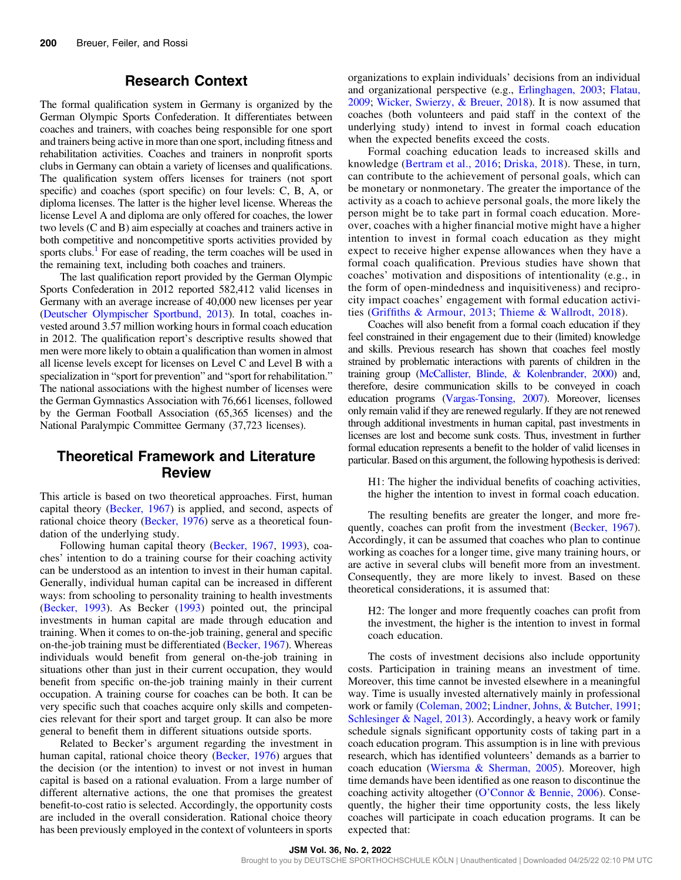## Research Context

The formal qualification system in Germany is organized by the German Olympic Sports Confederation. It differentiates between coaches and trainers, with coaches being responsible for one sport and trainers being active in more than one sport, including fitness and rehabilitation activities. Coaches and trainers in nonprofit sports clubs in Germany can obtain a variety of licenses and qualifications. The qualification system offers licenses for trainers (not sport specific) and coaches (sport specific) on four levels: C, B, A, or diploma licenses. The latter is the higher level license. Whereas the license Level A and diploma are only offered for coaches, the lower two levels (C and B) aim especially at coaches and trainers active in both competitive and noncompetitive sports activities provided by sports clubs.[1] For ease of reading, the term coaches will be used in the remaining text, including both coaches and trainers.

The last qualification report provided by the German Olympic Sports Confederation in 2012 reported 582,412 valid licenses in Germany with an average increase of 40,000 new licenses per year (Deutscher Olympischer Sportbund, 2013). In total, coaches invested around 3.57 million working hours in formal coach education in 2012. The qualification report's descriptive results showed that men were more likely to obtain a qualification than women in almost all license levels except for licenses on Level C and Level B with a specialization in "sport for prevention" and "sport for rehabilitation." The national associations with the highest number of licenses were the German Gymnastics Association with 76,661 licenses, followed by the German Football Association (65,365 licenses) and the National Paralympic Committee Germany (37,723 licenses).

## Theoretical Framework and Literature Review

This article is based on two theoretical approaches. First, human capital theory (Becker, 1967) is applied, and second, aspects of rational choice theory (Becker, 1976) serve as a theoretical foundation of the underlying study.

Following human capital theory (Becker, 1967, 1993), coaches' intention to do a training course for their coaching activity can be understood as an intention to invest in their human capital. Generally, individual human capital can be increased in different ways: from schooling to personality training to health investments (Becker, 1993). As Becker (1993) pointed out, the principal investments in human capital are made through education and training. When it comes to on-the-job training, general and specific on-the-job training must be differentiated (Becker, 1967). Whereas individuals would benefit from general on-the-job training in situations other than just in their current occupation, they would benefit from specific on-the-job training mainly in their current occupation. A training course for coaches can be both. It can be very specific such that coaches acquire only skills and competencies relevant for their sport and target group. It can also be more general to benefit them in different situations outside sports.

Related to Becker's argument regarding the investment in human capital, rational choice theory (Becker, 1976) argues that the decision (or the intention) to invest or not invest in human capital is based on a rational evaluation. From a large number of different alternative actions, the one that promises the greatest benefit-to-cost ratio is selected. Accordingly, the opportunity costs are included in the overall consideration. Rational choice theory has been previously employed in the context of volunteers in sports organizations to explain individuals' decisions from an individual and organizational perspective (e.g., Erlinghagen, 2003; Flatau, 2009; Wicker, Swierzy, & Breuer, 2018). It is now assumed that coaches (both volunteers and paid staff in the context of the underlying study) intend to invest in formal coach education when the expected benefits exceed the costs.

Formal coaching education leads to increased skills and knowledge (Bertram et al., 2016; Driska, 2018). These, in turn, can contribute to the achievement of personal goals, which can be monetary or nonmonetary. The greater the importance of the activity as a coach to achieve personal goals, the more likely the person might be to take part in formal coach education. Moreover, coaches with a higher financial motive might have a higher intention to invest in formal coach education as they might expect to receive higher expense allowances when they have a formal coach qualification. Previous studies have shown that coaches' motivation and dispositions of intentionality (e.g., in the form of open-mindedness and inquisitiveness) and reciprocity impact coaches' engagement with formal education activities (Griffiths & Armour, 2013; Thieme & Wallrodt, 2018).

Coaches will also benefit from a formal coach education if they feel constrained in their engagement due to their (limited) knowledge and skills. Previous research has shown that coaches feel mostly strained by problematic interactions with parents of children in the training group (McCallister, Blinde, & Kolenbrander, 2000) and, therefore, desire communication skills to be conveyed in coach education programs (Vargas-Tonsing, 2007). Moreover, licenses only remain valid if they are renewed regularly. If they are not renewed through additional investments in human capital, past investments in licenses are lost and become sunk costs. Thus, investment in further formal education represents a benefit to the holder of valid licenses in particular. Based on this argument, the following hypothesis is derived:

> H1: The higher the individual benefits of coaching activities, the higher the intention to invest in formal coach education.

The resulting benefits are greater the longer, and more frequently, coaches can profit from the investment (Becker, 1967). Accordingly, it can be assumed that coaches who plan to continue working as coaches for a longer time, give many training hours, or are active in several clubs will benefit more from an investment. Consequently, they are more likely to invest. Based on these theoretical considerations, it is assumed that:

> H2: The longer and more frequently coaches can profit from the investment, the higher is the intention to invest in formal coach education.

The costs of investment decisions also include opportunity costs. Participation in training means an investment of time. Moreover, this time cannot be invested elsewhere in a meaningful way. Time is usually invested alternatively mainly in professional work or family (Coleman, 2002; Lindner, Johns, & Butcher, 1991; Schlesinger & Nagel, 2013). Accordingly, a heavy work or family schedule signals significant opportunity costs of taking part in a coach education program. This assumption is in line with previous research, which has identified volunteers' demands as a barrier to coach education (Wiersma & Sherman, 2005). Moreover, high time demands have been identified as one reason to discontinue the coaching activity altogether (O'Connor & Bennie, 2006). Consequently, the higher their time opportunity costs, the less likely coaches will participate in coach education programs. It can be expected that: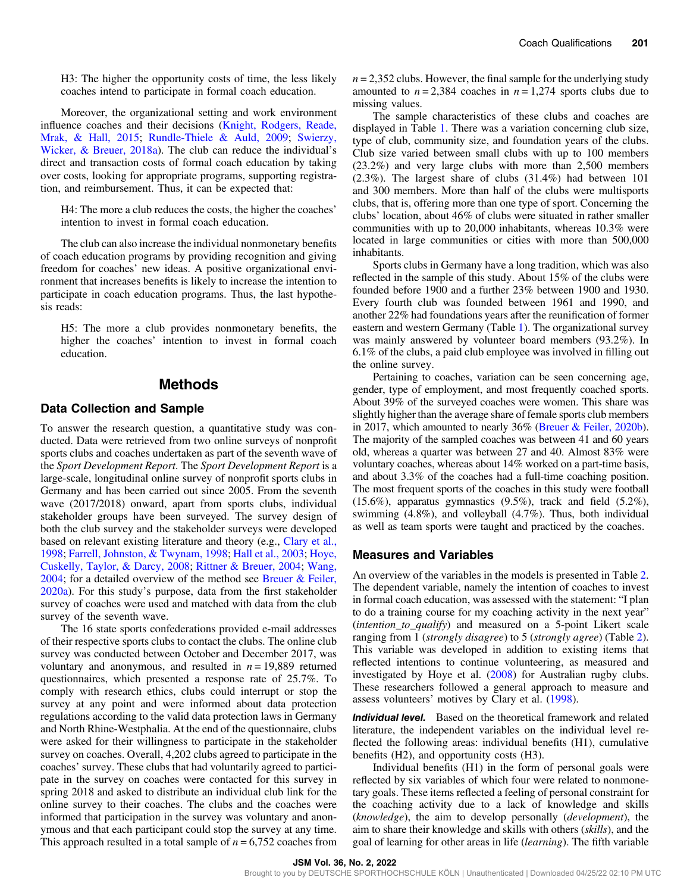H3: The higher the opportunity costs of time, the less likely coaches intend to participate in formal coach education.

Moreover, the organizational setting and work environment influence coaches and their decisions (Knight, Rodgers, Reade, Mrak, & Hall, 2015; Rundle-Thiele & Auld, 2009; Swierzy, Wicker, & Breuer, 2018a). The club can reduce the individual's direct and transaction costs of formal coach education by taking over costs, looking for appropriate programs, supporting registration, and reimbursement. Thus, it can be expected that:

H4: The more a club reduces the costs, the higher the coaches' intention to invest in formal coach education.

The club can also increase the individual nonmonetary benefits of coach education programs by providing recognition and giving freedom for coaches' new ideas. A positive organizational environment that increases benefits is likely to increase the intention to participate in coach education programs. Thus, the last hypothesis reads:

H5: The more a club provides nonmonetary benefits, the higher the coaches' intention to invest in formal coach education.

# Methods

## Data Collection and Sample

To answer the research question, a quantitative study was conducted. Data were retrieved from two online surveys of nonprofit sports clubs and coaches undertaken as part of the seventh wave of the *Sport Development Report*. The *Sport Development Report* is a large-scale, longitudinal online survey of nonprofit sports clubs in Germany and has been carried out since 2005. From the seventh wave (2017/2018) onward, apart from sports clubs, individual stakeholder groups have been surveyed. The survey design of both the club survey and the stakeholder surveys were developed based on relevant existing literature and theory (e.g., Clary et al., 1998; Farrell, Johnston, & Twynam, 1998; Hall et al., 2003; Hoye, Cuskelly, Taylor, & Darcy, 2008; Rittner & Breuer, 2004; Wang, 2004; for a detailed overview of the method see Breuer & Feiler, 2020a). For this study's purpose, data from the first stakeholder survey of coaches were used and matched with data from the club survey of the seventh wave.

The 16 state sports confederations provided e-mail addresses of their respective sports clubs to contact the clubs. The online club survey was conducted between October and December 2017, was voluntary and anonymous, and resulted in $n = 19{,}889$ returned questionnaires, which presented a response rate of 25.7%. To comply with research ethics, clubs could interrupt or stop the survey at any point and were informed about data protection regulations according to the valid data protection laws in Germany and North Rhine-Westphalia. At the end of the questionnaire, clubs were asked for their willingness to participate in the stakeholder survey on coaches. Overall, 4,202 clubs agreed to participate in the coaches' survey. These clubs that had voluntarily agreed to participate in the survey on coaches were contacted for this survey in spring 2018 and asked to distribute an individual club link for the online survey to their coaches. The clubs and the coaches were informed that participation in the survey was voluntary and anonymous and that each participant could stop the survey at any time. This approach resulted in a total sample of $n = 6{,}752$ coaches from $n = 2{,}352$ clubs. However, the final sample for the underlying study amounted to $n = 2{,}384$ coaches in $n = 1{,}274$ sports clubs due to missing values.

The sample characteristics of these clubs and coaches are displayed in Table 1. There was a variation concerning club size, type of club, community size, and foundation years of the clubs. Club size varied between small clubs with up to 100 members (23.2%) and very large clubs with more than 2,500 members (2.3%). The largest share of clubs (31.4%) had between 101 and 300 members. More than half of the clubs were multisports clubs, that is, offering more than one type of sport. Concerning the clubs' location, about 46% of clubs were situated in rather smaller communities with up to 20,000 inhabitants, whereas 10.3% were located in large communities or cities with more than 500,000 inhabitants.

Sports clubs in Germany have a long tradition, which was also reflected in the sample of this study. About 15% of the clubs were founded before 1900 and a further 23% between 1900 and 1930. Every fourth club was founded between 1961 and 1990, and another 22% had foundations years after the reunification of former eastern and western Germany (Table 1). The organizational survey was mainly answered by volunteer board members (93.2%). In 6.1% of the clubs, a paid club employee was involved in filling out the online survey.

Pertaining to coaches, variation can be seen concerning age, gender, type of employment, and most frequently coached sports. About 39% of the surveyed coaches were women. This share was slightly higher than the average share of female sports club members in 2017, which amounted to nearly 36% (Breuer & Feiler, 2020b). The majority of the sampled coaches was between 41 and 60 years old, whereas a quarter was between 27 and 40. Almost 83% were voluntary coaches, whereas about 14% worked on a part-time basis, and about 3.3% of the coaches had a full-time coaching position. The most frequent sports of the coaches in this study were football (15.6%), apparatus gymnastics (9.5%), track and field (5.2%), swimming (4.8%), and volleyball (4.7%). Thus, both individual as well as team sports were taught and practiced by the coaches.

## Measures and Variables

An overview of the variables in the models is presented in Table 2. The dependent variable, namely the intention of coaches to invest in formal coach education, was assessed with the statement: "I plan to do a training course for my coaching activity in the next year" (*intention_to_qualify*) and measured on a 5-point Likert scale ranging from 1 (*strongly disagree*) to 5 (*strongly agree*) (Table 2). This variable was developed in addition to existing items that reflected intentions to continue volunteering, as measured and investigated by Hoye et al. (2008) for Australian rugby clubs. These researchers followed a general approach to measure and assess volunteers' motives by Clary et al. (1998).

***Individual level.*** Based on the theoretical framework and related literature, the independent variables on the individual level reflected the following areas: individual benefits (H1), cumulative benefits (H2), and opportunity costs (H3).

Individual benefits (H1) in the form of personal goals were reflected by six variables of which four were related to nonmonetary goals. These items reflected a feeling of personal constraint for the coaching activity due to a lack of knowledge and skills (*knowledge*), the aim to develop personally (*development*), the aim to share their knowledge and skills with others (*skills*), and the goal of learning for other areas in life (*learning*). The fifth variable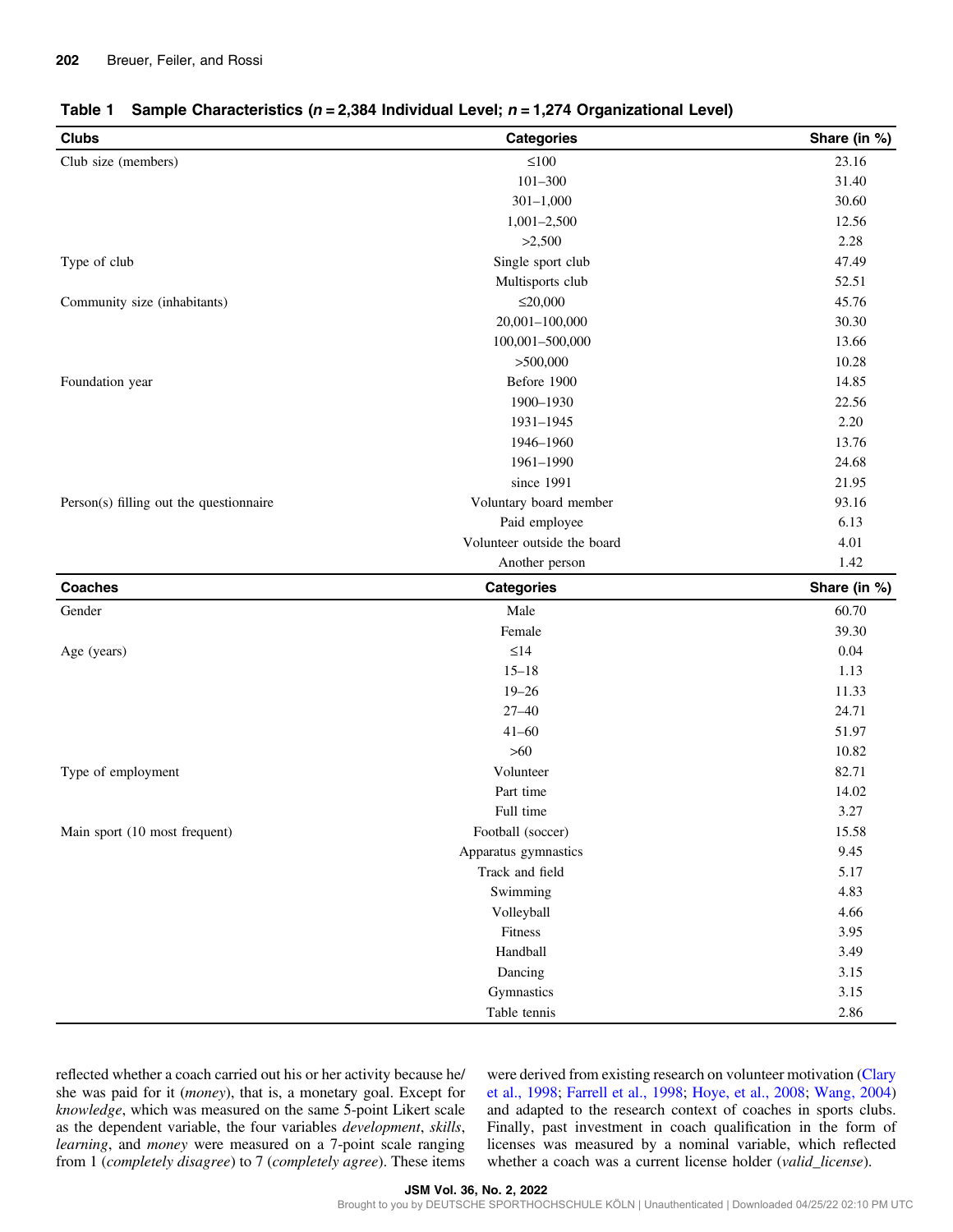**Table 1 Sample Characteristics ($n = 2{,}384$ Individual Level; $n = 1{,}274$ Organizational Level)**

| Clubs | Categories | Share (in %) |
|---|---|---|
| Club size (members) | ≤100 | 23.16 |
| | 101–300 | 31.40 |
| | 301–1,000 | 30.60 |
| | 1,001–2,500 | 12.56 |
| | >2,500 | 2.28 |
| Type of club | Single sport club | 47.49 |
| | Multisports club | 52.51 |
| Community size (inhabitants) | ≤20,000 | 45.76 |
| | 20,001–100,000 | 30.30 |
| | 100,001–500,000 | 13.66 |
| | >500,000 | 10.28 |
| Foundation year | Before 1900 | 14.85 |
| | 1900–1930 | 22.56 |
| | 1931–1945 | 2.20 |
| | 1946–1960 | 13.76 |
| | 1961–1990 | 24.68 |
| | since 1991 | 21.95 |
| Person(s) filling out the questionnaire | Voluntary board member | 93.16 |
| | Paid employee | 6.13 |
| | Volunteer outside the board | 4.01 |
| | Another person | 1.42 |
| **Coaches** | **Categories** | **Share (in %)** |
| Gender | Male | 60.70 |
| | Female | 39.30 |
| Age (years) | ≤14 | 0.04 |
| | 15–18 | 1.13 |
| | 19–26 | 11.33 |
| | 27–40 | 24.71 |
| | 41–60 | 51.97 |
| | >60 | 10.82 |
| Type of employment | Volunteer | 82.71 |
| | Part time | 14.02 |
| | Full time | 3.27 |
| Main sport (10 most frequent) | Football (soccer) | 15.58 |
| | Apparatus gymnastics | 9.45 |
| | Track and field | 5.17 |
| | Swimming | 4.83 |
| | Volleyball | 4.66 |
| | Fitness | 3.95 |
| | Handball | 3.49 |
| | Dancing | 3.15 |
| | Gymnastics | 3.15 |
| | Table tennis | 2.86 |

reflected whether a coach carried out his or her activity because he/she was paid for it (*money*), that is, a monetary goal. Except for *knowledge*, which was measured on the same 5-point Likert scale as the dependent variable, the four variables *development*, *skills*, *learning*, and *money* were measured on a 7-point scale ranging from 1 (*completely disagree*) to 7 (*completely agree*). These items were derived from existing research on volunteer motivation (Clary et al., 1998; Farrell et al., 1998; Hoye, et al., 2008; Wang, 2004) and adapted to the research context of coaches in sports clubs. Finally, past investment in coach qualification in the form of licenses was measured by a nominal variable, which reflected whether a coach was a current license holder (*valid_license*).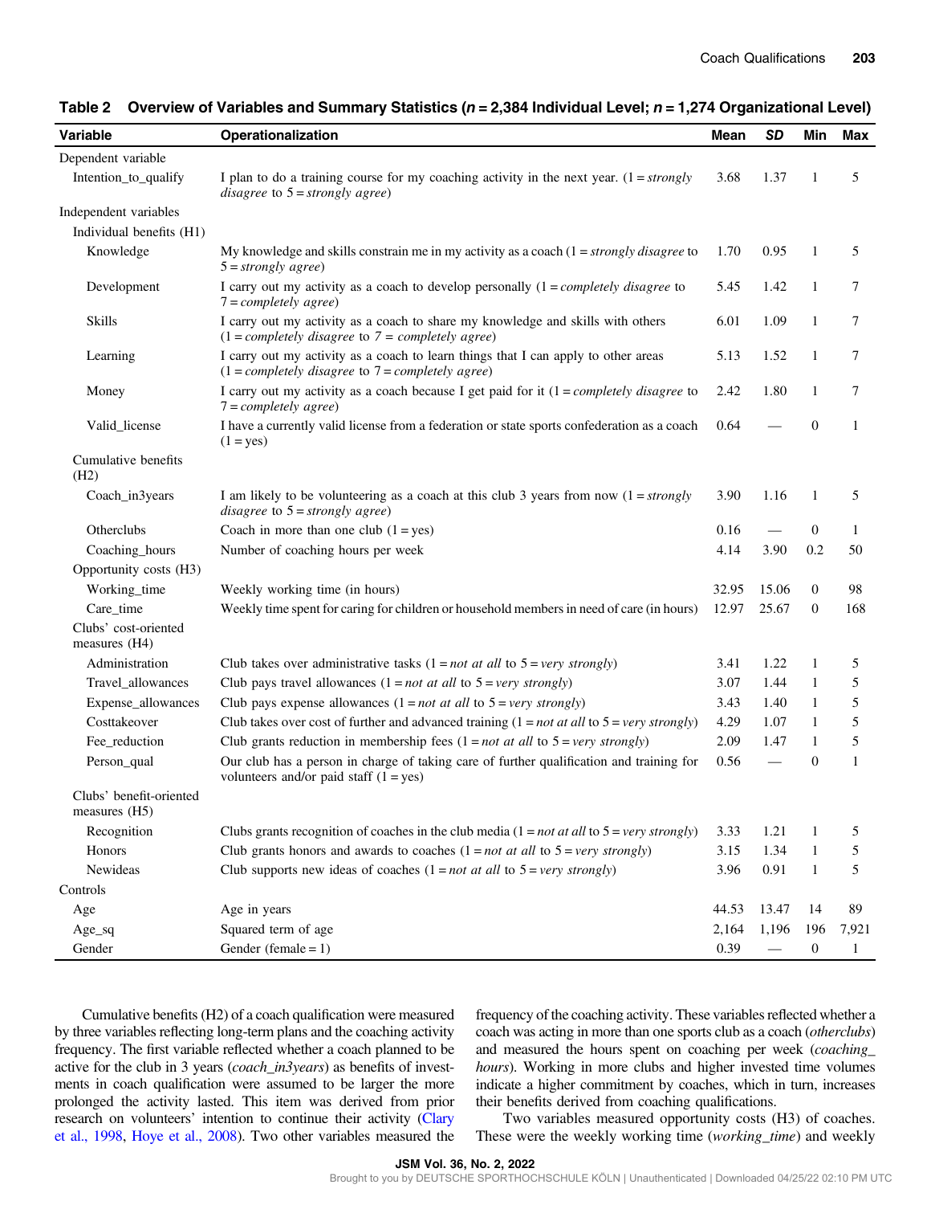**Table 2 Overview of Variables and Summary Statistics ($n$ = 2,384 Individual Level; $n$ = 1,274 Organizational Level)**

| Variable | Operationalization | Mean | *SD* | Min | Max |
|---|---|---|---|---|---|
| Dependent variable | | | | | |
| Intention_to_qualify | I plan to do a training course for my coaching activity in the next year. (1 = *strongly disagree* to 5 = *strongly agree*) | 3.68 | 1.37 | 1 | 5 |
| Independent variables | | | | | |
| Individual benefits (H1) | | | | | |
| Knowledge | My knowledge and skills constrain me in my activity as a coach (1 = *strongly disagree* to 5 = *strongly agree*) | 1.70 | 0.95 | 1 | 5 |
| Development | I carry out my activity as a coach to develop personally (1 = *completely disagree* to 7 = *completely agree*) | 5.45 | 1.42 | 1 | 7 |
| Skills | I carry out my activity as a coach to share my knowledge and skills with others (1 = *completely disagree* to *7 = completely agree*) | 6.01 | 1.09 | 1 | 7 |
| Learning | I carry out my activity as a coach to learn things that I can apply to other areas (1 = *completely disagree* to 7 = *completely agree*) | 5.13 | 1.52 | 1 | 7 |
| Money | I carry out my activity as a coach because I get paid for it (1 = *completely disagree* to 7 = *completely agree*) | 2.42 | 1.80 | 1 | 7 |
| Valid_license | I have a currently valid license from a federation or state sports confederation as a coach (1 = yes) | 0.64 | — | 0 | 1 |
| Cumulative benefits (H2) | | | | | |
| Coach_in3years | I am likely to be volunteering as a coach at this club 3 years from now (1 = *strongly disagree* to 5 = *strongly agree*) | 3.90 | 1.16 | 1 | 5 |
| Otherclubs | Coach in more than one club (1 = yes) | 0.16 | — | 0 | 1 |
| Coaching_hours | Number of coaching hours per week | 4.14 | 3.90 | 0.2 | 50 |
| Opportunity costs (H3) | | | | | |
| Working_time | Weekly working time (in hours) | 32.95 | 15.06 | 0 | 98 |
| Care_time | Weekly time spent for caring for children or household members in need of care (in hours) | 12.97 | 25.67 | 0 | 168 |
| Clubs' cost-oriented measures (H4) | | | | | |
| Administration | Club takes over administrative tasks (1 = *not at all* to 5 = *very strongly*) | 3.41 | 1.22 | 1 | 5 |
| Travel_allowances | Club pays travel allowances (1 = *not at all* to 5 = *very strongly*) | 3.07 | 1.44 | 1 | 5 |
| Expense_allowances | Club pays expense allowances (1 = *not at all* to 5 = *very strongly*) | 3.43 | 1.40 | 1 | 5 |
| Costtakeover | Club takes over cost of further and advanced training (1 = *not at all* to 5 = *very strongly*) | 4.29 | 1.07 | 1 | 5 |
| Fee_reduction | Club grants reduction in membership fees (1 = *not at all* to 5 = *very strongly*) | 2.09 | 1.47 | 1 | 5 |
| Person_qual | Our club has a person in charge of taking care of further qualification and training for volunteers and/or paid staff (1 = yes) | 0.56 | — | 0 | 1 |
| Clubs' benefit-oriented measures (H5) | | | | | |
| Recognition | Clubs grants recognition of coaches in the club media (1 = *not at all* to 5 = *very strongly*) | 3.33 | 1.21 | 1 | 5 |
| Honors | Club grants honors and awards to coaches (1 = *not at all* to 5 = *very strongly*) | 3.15 | 1.34 | 1 | 5 |
| Newideas | Club supports new ideas of coaches (1 = *not at all* to 5 = *very strongly*) | 3.96 | 0.91 | 1 | 5 |
| Controls | | | | | |
| Age | Age in years | 44.53 | 13.47 | 14 | 89 |
| Age_sq | Squared term of age | 2,164 | 1,196 | 196 | 7,921 |
| Gender | Gender (female = 1) | 0.39 | — | 0 | 1 |

Cumulative benefits (H2) of a coach qualification were measured by three variables reflecting long-term plans and the coaching activity frequency. The first variable reflected whether a coach planned to be active for the club in 3 years (*coach_in3years*) as benefits of investments in coach qualification were assumed to be larger the more prolonged the activity lasted. This item was derived from prior research on volunteers' intention to continue their activity (Clary et al., 1998, Hoye et al., 2008). Two other variables measured the frequency of the coaching activity. These variables reflected whether a coach was acting in more than one sports club as a coach (*otherclubs*) and measured the hours spent on coaching per week (*coaching_hours*). Working in more clubs and higher invested time volumes indicate a higher commitment by coaches, which in turn, increases their benefits derived from coaching qualifications.

Two variables measured opportunity costs (H3) of coaches. These were the weekly working time (*working_time*) and weekly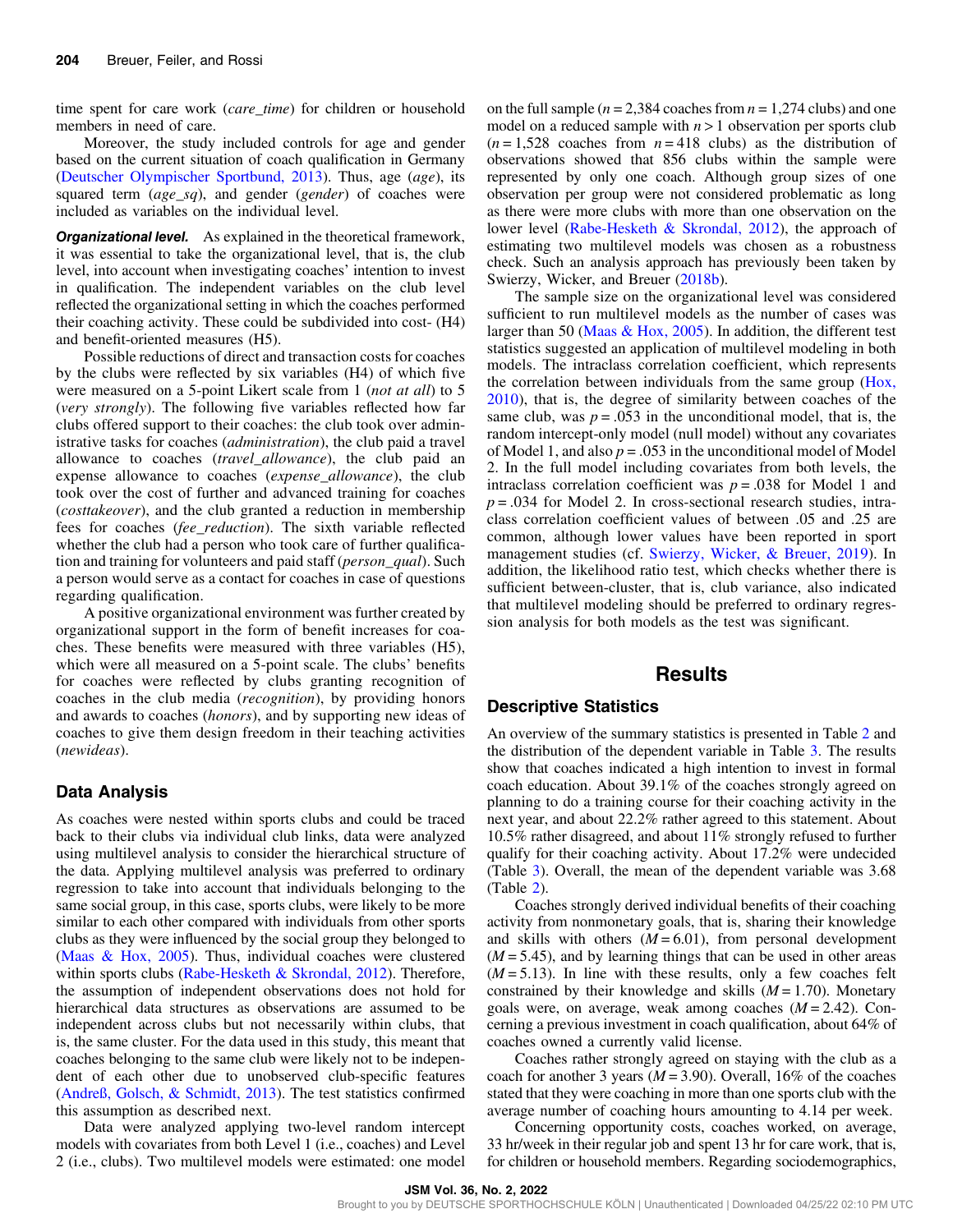time spent for care work (*care_time*) for children or household members in need of care.

Moreover, the study included controls for age and gender based on the current situation of coach qualification in Germany (Deutscher Olympischer Sportbund, 2013). Thus, age (*age*), its squared term (*age_sq*), and gender (*gender*) of coaches were included as variables on the individual level.

***Organizational level.*** As explained in the theoretical framework, it was essential to take the organizational level, that is, the club level, into account when investigating coaches' intention to invest in qualification. The independent variables on the club level reflected the organizational setting in which the coaches performed their coaching activity. These could be subdivided into cost- (H4) and benefit-oriented measures (H5).

Possible reductions of direct and transaction costs for coaches by the clubs were reflected by six variables (H4) of which five were measured on a 5-point Likert scale from 1 (*not at all*) to 5 (*very strongly*). The following five variables reflected how far clubs offered support to their coaches: the club took over administrative tasks for coaches (*administration*), the club paid a travel allowance to coaches (*travel_allowance*), the club paid an expense allowance to coaches (*expense_allowance*), the club took over the cost of further and advanced training for coaches (*costtakeover*), and the club granted a reduction in membership fees for coaches (*fee_reduction*). The sixth variable reflected whether the club had a person who took care of further qualification and training for volunteers and paid staff (*person_qual*). Such a person would serve as a contact for coaches in case of questions regarding qualification.

A positive organizational environment was further created by organizational support in the form of benefit increases for coaches. These benefits were measured with three variables (H5), which were all measured on a 5-point scale. The clubs' benefits for coaches were reflected by clubs granting recognition of coaches in the club media (*recognition*), by providing honors and awards to coaches (*honors*), and by supporting new ideas of coaches to give them design freedom in their teaching activities (*newideas*).

## Data Analysis

As coaches were nested within sports clubs and could be traced back to their clubs via individual club links, data were analyzed using multilevel analysis to consider the hierarchical structure of the data. Applying multilevel analysis was preferred to ordinary regression to take into account that individuals belonging to the same social group, in this case, sports clubs, were likely to be more similar to each other compared with individuals from other sports clubs as they were influenced by the social group they belonged to (Maas & Hox, 2005). Thus, individual coaches were clustered within sports clubs (Rabe-Hesketh & Skrondal, 2012). Therefore, the assumption of independent observations does not hold for hierarchical data structures as observations are assumed to be independent across clubs but not necessarily within clubs, that is, the same cluster. For the data used in this study, this meant that coaches belonging to the same club were likely not to be independent of each other due to unobserved club-specific features (Andreß, Golsch, & Schmidt, 2013). The test statistics confirmed this assumption as described next.

Data were analyzed applying two-level random intercept models with covariates from both Level 1 (i.e., coaches) and Level 2 (i.e., clubs). Two multilevel models were estimated: one model on the full sample ($n = 2{,}384$ coaches from $n = 1{,}274$ clubs) and one model on a reduced sample with $n > 1$ observation per sports club ($n = 1{,}528$ coaches from $n = 418$ clubs) as the distribution of observations showed that 856 clubs within the sample were represented by only one coach. Although group sizes of one observation per group were not considered problematic as long as there were more clubs with more than one observation on the lower level (Rabe-Hesketh & Skrondal, 2012), the approach of estimating two multilevel models was chosen as a robustness check. Such an analysis approach has previously been taken by Swierzy, Wicker, and Breuer (2018b).

The sample size on the organizational level was considered sufficient to run multilevel models as the number of cases was larger than 50 (Maas & Hox, 2005). In addition, the different test statistics suggested an application of multilevel modeling in both models. The intraclass correlation coefficient, which represents the correlation between individuals from the same group (Hox, 2010), that is, the degree of similarity between coaches of the same club, was $p = .053$ in the unconditional model, that is, the random intercept-only model (null model) without any covariates of Model 1, and also $p = .053$ in the unconditional model of Model 2. In the full model including covariates from both levels, the intraclass correlation coefficient was $p = .038$ for Model 1 and $p = .034$ for Model 2. In cross-sectional research studies, intraclass correlation coefficient values of between .05 and .25 are common, although lower values have been reported in sport management studies (cf. Swierzy, Wicker, & Breuer, 2019). In addition, the likelihood ratio test, which checks whether there is sufficient between-cluster, that is, club variance, also indicated that multilevel modeling should be preferred to ordinary regression analysis for both models as the test was significant.

# Results

## Descriptive Statistics

An overview of the summary statistics is presented in Table 2 and the distribution of the dependent variable in Table 3. The results show that coaches indicated a high intention to invest in formal coach education. About 39.1% of the coaches strongly agreed on planning to do a training course for their coaching activity in the next year, and about 22.2% rather agreed to this statement. About 10.5% rather disagreed, and about 11% strongly refused to further qualify for their coaching activity. About 17.2% were undecided (Table 3). Overall, the mean of the dependent variable was 3.68 (Table 2).

Coaches strongly derived individual benefits of their coaching activity from nonmonetary goals, that is, sharing their knowledge and skills with others ($M = 6.01$), from personal development ($M = 5.45$), and by learning things that can be used in other areas ($M = 5.13$). In line with these results, only a few coaches felt constrained by their knowledge and skills ($M = 1.70$). Monetary goals were, on average, weak among coaches ($M = 2.42$). Concerning a previous investment in coach qualification, about 64% of coaches owned a currently valid license.

Coaches rather strongly agreed on staying with the club as a coach for another 3 years ($M = 3.90$). Overall, 16% of the coaches stated that they were coaching in more than one sports club with the average number of coaching hours amounting to 4.14 per week.

Concerning opportunity costs, coaches worked, on average, 33 hr/week in their regular job and spent 13 hr for care work, that is, for children or household members. Regarding sociodemographics,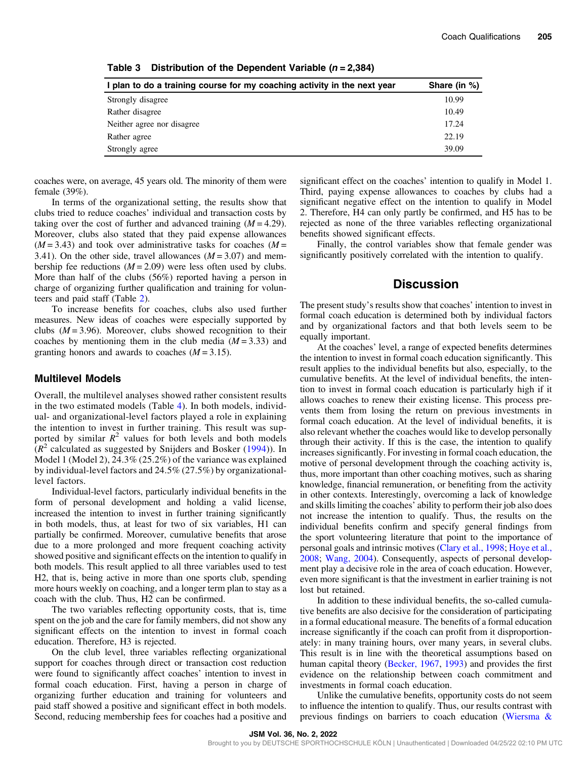**Table 3 Distribution of the Dependent Variable ($n = 2{,}384$)**

| I plan to do a training course for my coaching activity in the next year | Share (in %) |
|---|---|
| Strongly disagree | 10.99 |
| Rather disagree | 10.49 |
| Neither agree nor disagree | 17.24 |
| Rather agree | 22.19 |
| Strongly agree | 39.09 |

coaches were, on average, 45 years old. The minority of them were female (39%).

In terms of the organizational setting, the results show that clubs tried to reduce coaches' individual and transaction costs by taking over the cost of further and advanced training ($M = 4.29$). Moreover, clubs also stated that they paid expense allowances ($M = 3.43$) and took over administrative tasks for coaches ($M = 3.41$). On the other side, travel allowances ($M = 3.07$) and membership fee reductions ($M = 2.09$) were less often used by clubs. More than half of the clubs (56%) reported having a person in charge of organizing further qualification and training for volunteers and paid staff (Table 2).

To increase benefits for coaches, clubs also used further measures. New ideas of coaches were especially supported by clubs ($M = 3.96$). Moreover, clubs showed recognition to their coaches by mentioning them in the club media ($M = 3.33$) and granting honors and awards to coaches ($M = 3.15$).

### Multilevel Models

Overall, the multilevel analyses showed rather consistent results in the two estimated models (Table 4). In both models, individual- and organizational-level factors played a role in explaining the intention to invest in further training. This result was supported by similar $R^2$ values for both levels and both models ($R^2$ calculated as suggested by Snijders and Bosker (1994)). In Model 1 (Model 2), 24.3% (25.2%) of the variance was explained by individual-level factors and 24.5% (27.5%) by organizational-level factors.

Individual-level factors, particularly individual benefits in the form of personal development and holding a valid license, increased the intention to invest in further training significantly in both models, thus, at least for two of six variables, H1 can partially be confirmed. Moreover, cumulative benefits that arose due to a more prolonged and more frequent coaching activity showed positive and significant effects on the intention to qualify in both models. This result applied to all three variables used to test H2, that is, being active in more than one sports club, spending more hours weekly on coaching, and a longer term plan to stay as a coach with the club. Thus, H2 can be confirmed.

The two variables reflecting opportunity costs, that is, time spent on the job and the care for family members, did not show any significant effects on the intention to invest in formal coach education. Therefore, H3 is rejected.

On the club level, three variables reflecting organizational support for coaches through direct or transaction cost reduction were found to significantly affect coaches' intention to invest in formal coach education. First, having a person in charge of organizing further education and training for volunteers and paid staff showed a positive and significant effect in both models. Second, reducing membership fees for coaches had a positive and significant effect on the coaches' intention to qualify in Model 1. Third, paying expense allowances to coaches by clubs had a significant negative effect on the intention to qualify in Model 2. Therefore, H4 can only partly be confirmed, and H5 has to be rejected as none of the three variables reflecting organizational benefits showed significant effects.

Finally, the control variables show that female gender was significantly positively correlated with the intention to qualify.

## Discussion

The present study's results show that coaches' intention to invest in formal coach education is determined both by individual factors and by organizational factors and that both levels seem to be equally important.

At the coaches' level, a range of expected benefits determines the intention to invest in formal coach education significantly. This result applies to the individual benefits but also, especially, to the cumulative benefits. At the level of individual benefits, the intention to invest in formal coach education is particularly high if it allows coaches to renew their existing license. This process prevents them from losing the return on previous investments in formal coach education. At the level of individual benefits, it is also relevant whether the coaches would like to develop personally through their activity. If this is the case, the intention to qualify increases significantly. For investing in formal coach education, the motive of personal development through the coaching activity is, thus, more important than other coaching motives, such as sharing knowledge, financial remuneration, or benefiting from the activity in other contexts. Interestingly, overcoming a lack of knowledge and skills limiting the coaches' ability to perform their job also does not increase the intention to qualify. Thus, the results on the individual benefits confirm and specify general findings from the sport volunteering literature that point to the importance of personal goals and intrinsic motives (Clary et al., 1998; Hoye et al., 2008; Wang, 2004). Consequently, aspects of personal development play a decisive role in the area of coach education. However, even more significant is that the investment in earlier training is not lost but retained.

In addition to these individual benefits, the so-called cumulative benefits are also decisive for the consideration of participating in a formal educational measure. The benefits of a formal education increase significantly if the coach can profit from it disproportionately: in many training hours, over many years, in several clubs. This result is in line with the theoretical assumptions based on human capital theory (Becker, 1967, 1993) and provides the first evidence on the relationship between coach commitment and investments in formal coach education.

Unlike the cumulative benefits, opportunity costs do not seem to influence the intention to qualify. Thus, our results contrast with previous findings on barriers to coach education (Wiersma &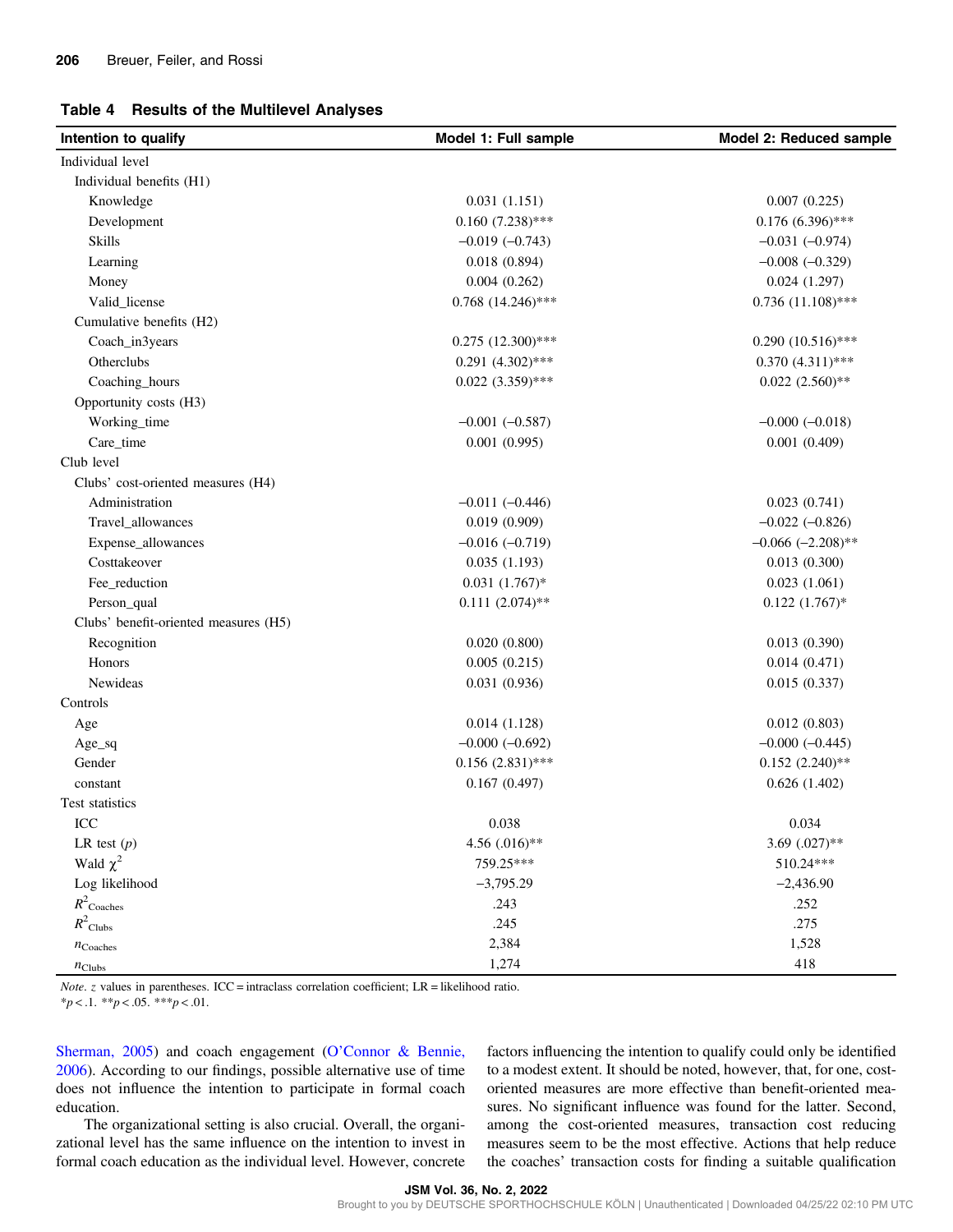**Table 4 Results of the Multilevel Analyses**

| Intention to qualify | Model 1: Full sample | Model 2: Reduced sample |
|---|---|---|
| Individual level | | |
| Individual benefits (H1) | | |
| Knowledge | 0.031 (1.151) | 0.007 (0.225) |
| Development | 0.160 (7.238)*** | 0.176 (6.396)*** |
| Skills | −0.019 (−0.743) | −0.031 (−0.974) |
| Learning | 0.018 (0.894) | −0.008 (−0.329) |
| Money | 0.004 (0.262) | 0.024 (1.297) |
| Valid_license | 0.768 (14.246)*** | 0.736 (11.108)*** |
| Cumulative benefits (H2) | | |
| Coach_in3years | 0.275 (12.300)*** | 0.290 (10.516)*** |
| Otherclubs | 0.291 (4.302)*** | 0.370 (4.311)*** |
| Coaching_hours | 0.022 (3.359)*** | 0.022 (2.560)** |
| Opportunity costs (H3) | | |
| Working_time | −0.001 (−0.587) | −0.000 (−0.018) |
| Care_time | 0.001 (0.995) | 0.001 (0.409) |
| Club level | | |
| Clubs' cost-oriented measures (H4) | | |
| Administration | −0.011 (−0.446) | 0.023 (0.741) |
| Travel_allowances | 0.019 (0.909) | −0.022 (−0.826) |
| Expense_allowances | −0.016 (−0.719) | −0.066 (−2.208)** |
| Costtakeover | 0.035 (1.193) | 0.013 (0.300) |
| Fee_reduction | 0.031 (1.767)* | 0.023 (1.061) |
| Person_qual | 0.111 (2.074)** | 0.122 (1.767)* |
| Clubs' benefit-oriented measures (H5) | | |
| Recognition | 0.020 (0.800) | 0.013 (0.390) |
| Honors | 0.005 (0.215) | 0.014 (0.471) |
| Newideas | 0.031 (0.936) | 0.015 (0.337) |
| Controls | | |
| Age | 0.014 (1.128) | 0.012 (0.803) |
| Age_sq | −0.000 (−0.692) | −0.000 (−0.445) |
| Gender | 0.156 (2.831)*** | 0.152 (2.240)** |
| constant | 0.167 (0.497) | 0.626 (1.402) |
| Test statistics | | |
| ICC | 0.038 | 0.034 |
| LR test ($p$) | 4.56 (.016)** | 3.69 (.027)** |
| Wald $\chi^2$ | 759.25*** | 510.24*** |
| Log likelihood | −3,795.29 | −2,436.90 |
| $R^2_{\text{Coaches}}$ | .243 | .252 |
| $R^2_{\text{Clubs}}$ | .245 | .275 |
| $n_{\text{Coaches}}$ | 2,384 | 1,528 |
| $n_{\text{Clubs}}$ | 1,274 | 418 |

*Note.* $z$ values in parentheses. ICC = intraclass correlation coefficient; LR = likelihood ratio.
*$p$ < .1. **$p$ < .05. ***$p$ < .01.

Sherman, 2005) and coach engagement (O'Connor & Bennie, 2006). According to our findings, possible alternative use of time does not influence the intention to participate in formal coach education.

The organizational setting is also crucial. Overall, the organizational level has the same influence on the intention to invest in formal coach education as the individual level. However, concrete factors influencing the intention to qualify could only be identified to a modest extent. It should be noted, however, that, for one, cost-oriented measures are more effective than benefit-oriented measures. No significant influence was found for the latter. Second, among the cost-oriented measures, transaction cost reducing measures seem to be the most effective. Actions that help reduce the coaches' transaction costs for finding a suitable qualification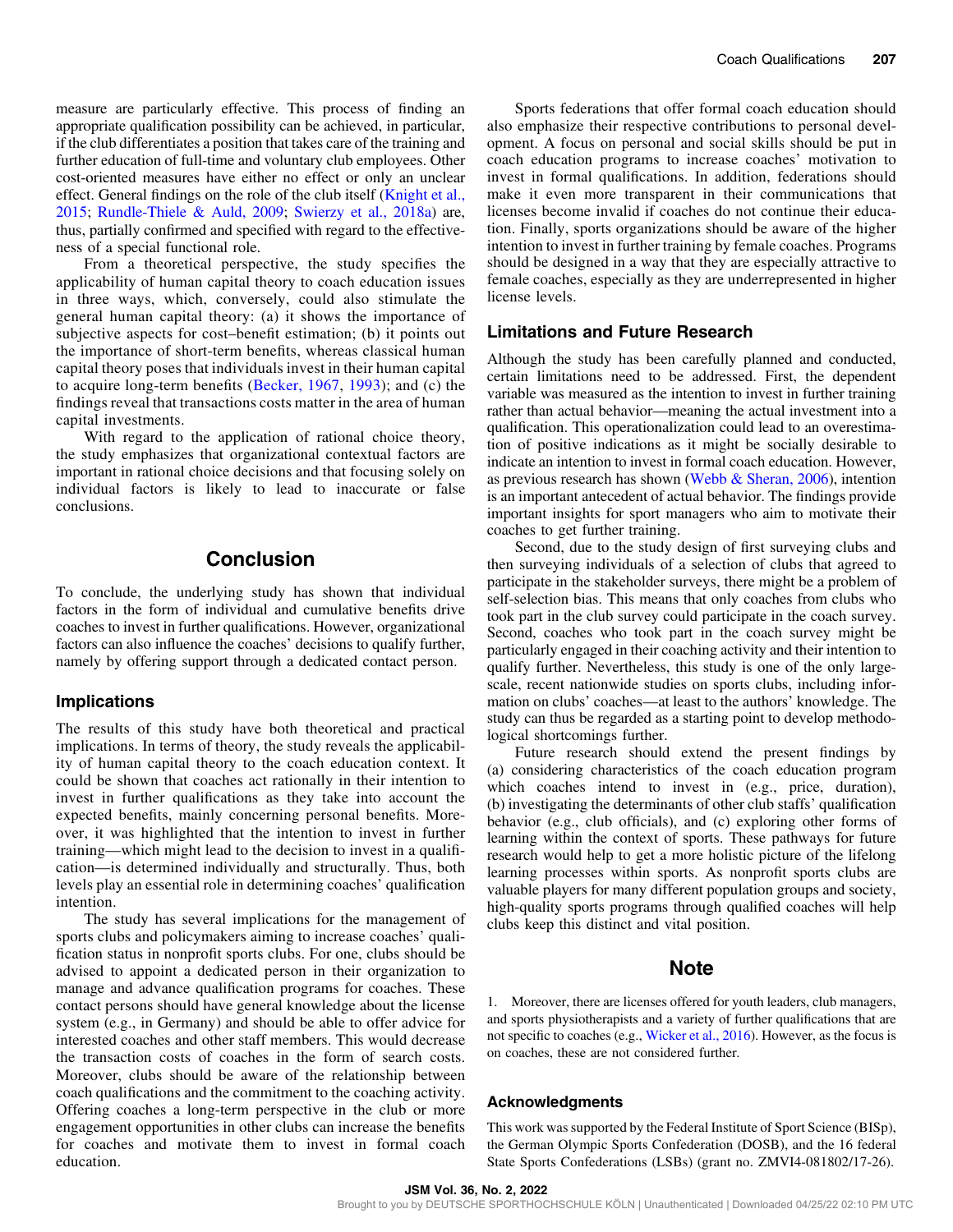measure are particularly effective. This process of finding an appropriate qualification possibility can be achieved, in particular, if the club differentiates a position that takes care of the training and further education of full-time and voluntary club employees. Other cost-oriented measures have either no effect or only an unclear effect. General findings on the role of the club itself (Knight et al., 2015; Rundle-Thiele & Auld, 2009; Swierzy et al., 2018a) are, thus, partially confirmed and specified with regard to the effectiveness of a special functional role.

From a theoretical perspective, the study specifies the applicability of human capital theory to coach education issues in three ways, which, conversely, could also stimulate the general human capital theory: (a) it shows the importance of subjective aspects for cost–benefit estimation; (b) it points out the importance of short-term benefits, whereas classical human capital theory poses that individuals invest in their human capital to acquire long-term benefits (Becker, 1967, 1993); and (c) the findings reveal that transactions costs matter in the area of human capital investments.

With regard to the application of rational choice theory, the study emphasizes that organizational contextual factors are important in rational choice decisions and that focusing solely on individual factors is likely to lead to inaccurate or false conclusions.

## Conclusion

To conclude, the underlying study has shown that individual factors in the form of individual and cumulative benefits drive coaches to invest in further qualifications. However, organizational factors can also influence the coaches' decisions to qualify further, namely by offering support through a dedicated contact person.

### Implications

The results of this study have both theoretical and practical implications. In terms of theory, the study reveals the applicability of human capital theory to the coach education context. It could be shown that coaches act rationally in their intention to invest in further qualifications as they take into account the expected benefits, mainly concerning personal benefits. Moreover, it was highlighted that the intention to invest in further training—which might lead to the decision to invest in a qualification—is determined individually and structurally. Thus, both levels play an essential role in determining coaches' qualification intention.

The study has several implications for the management of sports clubs and policymakers aiming to increase coaches' qualification status in nonprofit sports clubs. For one, clubs should be advised to appoint a dedicated person in their organization to manage and advance qualification programs for coaches. These contact persons should have general knowledge about the license system (e.g., in Germany) and should be able to offer advice for interested coaches and other staff members. This would decrease the transaction costs of coaches in the form of search costs. Moreover, clubs should be aware of the relationship between coach qualifications and the commitment to the coaching activity. Offering coaches a long-term perspective in the club or more engagement opportunities in other clubs can increase the benefits for coaches and motivate them to invest in formal coach education.

Sports federations that offer formal coach education should also emphasize their respective contributions to personal development. A focus on personal and social skills should be put in coach education programs to increase coaches' motivation to invest in formal qualifications. In addition, federations should make it even more transparent in their communications that licenses become invalid if coaches do not continue their education. Finally, sports organizations should be aware of the higher intention to invest in further training by female coaches. Programs should be designed in a way that they are especially attractive to female coaches, especially as they are underrepresented in higher license levels.

### Limitations and Future Research

Although the study has been carefully planned and conducted, certain limitations need to be addressed. First, the dependent variable was measured as the intention to invest in further training rather than actual behavior—meaning the actual investment into a qualification. This operationalization could lead to an overestimation of positive indications as it might be socially desirable to indicate an intention to invest in formal coach education. However, as previous research has shown (Webb & Sheran, 2006), intention is an important antecedent of actual behavior. The findings provide important insights for sport managers who aim to motivate their coaches to get further training.

Second, due to the study design of first surveying clubs and then surveying individuals of a selection of clubs that agreed to participate in the stakeholder surveys, there might be a problem of self-selection bias. This means that only coaches from clubs who took part in the club survey could participate in the coach survey. Second, coaches who took part in the coach survey might be particularly engaged in their coaching activity and their intention to qualify further. Nevertheless, this study is one of the only large-scale, recent nationwide studies on sports clubs, including information on clubs' coaches—at least to the authors' knowledge. The study can thus be regarded as a starting point to develop methodological shortcomings further.

Future research should extend the present findings by (a) considering characteristics of the coach education program which coaches intend to invest in (e.g., price, duration), (b) investigating the determinants of other club staffs' qualification behavior (e.g., club officials), and (c) exploring other forms of learning within the context of sports. These pathways for future research would help to get a more holistic picture of the lifelong learning processes within sports. As nonprofit sports clubs are valuable players for many different population groups and society, high-quality sports programs through qualified coaches will help clubs keep this distinct and vital position.

## Note

1. Moreover, there are licenses offered for youth leaders, club managers, and sports physiotherapists and a variety of further qualifications that are not specific to coaches (e.g., Wicker et al., 2016). However, as the focus is on coaches, these are not considered further.

### Acknowledgments

This work was supported by the Federal Institute of Sport Science (BISp), the German Olympic Sports Confederation (DOSB), and the 16 federal State Sports Confederations (LSBs) (grant no. ZMVI4-081802/17-26).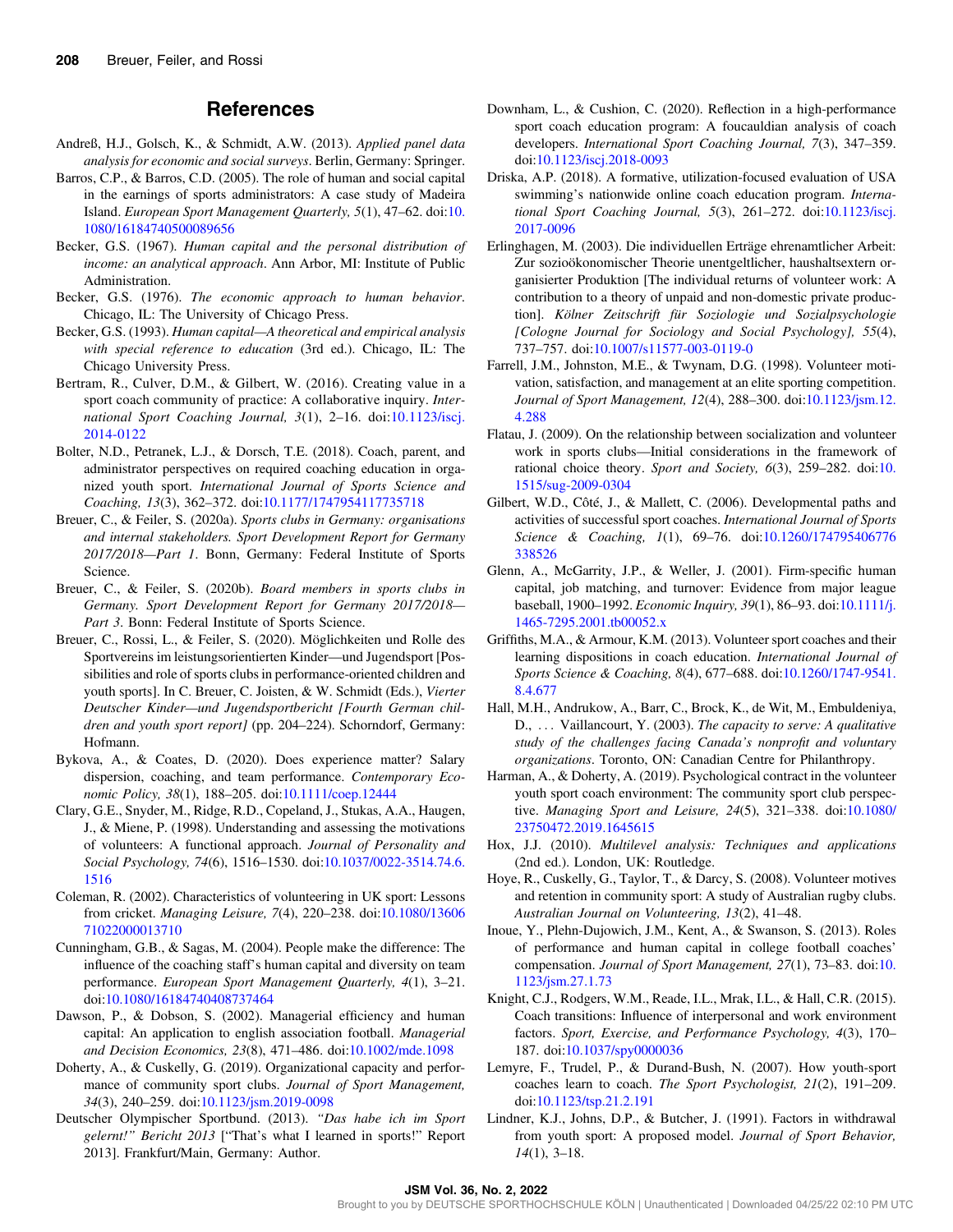## References

Andreß, H.J., Golsch, K., & Schmidt, A.W. (2013). *Applied panel data analysis for economic and social surveys*. Berlin, Germany: Springer.

Barros, C.P., & Barros, C.D. (2005). The role of human and social capital in the earnings of sports administrators: A case study of Madeira Island. *European Sport Management Quarterly, 5*(1), 47–62. doi:10.1080/16184740500089656

Becker, G.S. (1967). *Human capital and the personal distribution of income: an analytical approach*. Ann Arbor, MI: Institute of Public Administration.

Becker, G.S. (1976). *The economic approach to human behavior*. Chicago, IL: The University of Chicago Press.

Becker, G.S. (1993). *Human capital—A theoretical and empirical analysis with special reference to education* (3rd ed.). Chicago, IL: The Chicago University Press.

Bertram, R., Culver, D.M., & Gilbert, W. (2016). Creating value in a sport coach community of practice: A collaborative inquiry. *International Sport Coaching Journal, 3*(1), 2–16. doi:10.1123/iscj.2014-0122

Bolter, N.D., Petranek, L.J., & Dorsch, T.E. (2018). Coach, parent, and administrator perspectives on required coaching education in organized youth sport. *International Journal of Sports Science and Coaching, 13*(3), 362–372. doi:10.1177/1747954117735718

Breuer, C., & Feiler, S. (2020a). *Sports clubs in Germany: organisations and internal stakeholders. Sport Development Report for Germany 2017/2018—Part 1*. Bonn, Germany: Federal Institute of Sports Science.

Breuer, C., & Feiler, S. (2020b). *Board members in sports clubs in Germany. Sport Development Report for Germany 2017/2018—Part 3*. Bonn: Federal Institute of Sports Science.

Breuer, C., Rossi, L., & Feiler, S. (2020). Möglichkeiten und Rolle des Sportvereins im leistungsorientierten Kinder—und Jugendsport [Possibilities and role of sports clubs in performance-oriented children and youth sports]. In C. Breuer, C. Joisten, & W. Schmidt (Eds.), *Vierter Deutscher Kinder—und Jugendsportbericht [Fourth German children and youth sport report]* (pp. 204–224). Schorndorf, Germany: Hofmann.

Bykova, A., & Coates, D. (2020). Does experience matter? Salary dispersion, coaching, and team performance. *Contemporary Economic Policy, 38*(1), 188–205. doi:10.1111/coep.12444

Clary, G.E., Snyder, M., Ridge, R.D., Copeland, J., Stukas, A.A., Haugen, J., & Miene, P. (1998). Understanding and assessing the motivations of volunteers: A functional approach. *Journal of Personality and Social Psychology, 74*(6), 1516–1530. doi:10.1037/0022-3514.74.6.1516

Coleman, R. (2002). Characteristics of volunteering in UK sport: Lessons from cricket. *Managing Leisure, 7*(4), 220–238. doi:10.1080/1360671022000013710

Cunningham, G.B., & Sagas, M. (2004). People make the difference: The influence of the coaching staff's human capital and diversity on team performance. *European Sport Management Quarterly, 4*(1), 3–21. doi:10.1080/16184740408737464

Dawson, P., & Dobson, S. (2002). Managerial efficiency and human capital: An application to english association football. *Managerial and Decision Economics, 23*(8), 471–486. doi:10.1002/mde.1098

Doherty, A., & Cuskelly, G. (2019). Organizational capacity and performance of community sport clubs. *Journal of Sport Management, 34*(3), 240–259. doi:10.1123/jsm.2019-0098

Deutscher Olympischer Sportbund. (2013). *"Das habe ich im Sport gelernt!" Bericht 2013* ["That's what I learned in sports!" Report 2013]. Frankfurt/Main, Germany: Author.

Downham, L., & Cushion, C. (2020). Reflection in a high-performance sport coach education program: A foucauldian analysis of coach developers. *International Sport Coaching Journal, 7*(3), 347–359. doi:10.1123/iscj.2018-0093

Driska, A.P. (2018). A formative, utilization-focused evaluation of USA swimming's nationwide online coach education program. *International Sport Coaching Journal, 5*(3), 261–272. doi:10.1123/iscj.2017-0096

Erlinghagen, M. (2003). Die individuellen Erträge ehrenamtlicher Arbeit: Zur sozioökonomischer Theorie unentgeltlicher, haushaltsextern organisierter Produktion [The individual returns of volunteer work: A contribution to a theory of unpaid and non-domestic private production]. *Kölner Zeitschrift für Soziologie und Sozialpsychologie [Cologne Journal for Sociology and Social Psychology], 55*(4), 737–757. doi:10.1007/s11577-003-0119-0

Farrell, J.M., Johnston, M.E., & Twynam, D.G. (1998). Volunteer motivation, satisfaction, and management at an elite sporting competition. *Journal of Sport Management, 12*(4), 288–300. doi:10.1123/jsm.12.4.288

Flatau, J. (2009). On the relationship between socialization and volunteer work in sports clubs—Initial considerations in the framework of rational choice theory. *Sport and Society, 6*(3), 259–282. doi:10.1515/sug-2009-0304

Gilbert, W.D., Côté, J., & Mallett, C. (2006). Developmental paths and activities of successful sport coaches. *International Journal of Sports Science & Coaching, 1*(1), 69–76. doi:10.1260/174795406776338526

Glenn, A., McGarrity, J.P., & Weller, J. (2001). Firm-specific human capital, job matching, and turnover: Evidence from major league baseball, 1900–1992. *Economic Inquiry, 39*(1), 86–93. doi:10.1111/j.1465-7295.2001.tb00052.x

Griffiths, M.A., & Armour, K.M. (2013). Volunteer sport coaches and their learning dispositions in coach education. *International Journal of Sports Science & Coaching, 8*(4), 677–688. doi:10.1260/1747-9541.8.4.677

Hall, M.H., Andrukow, A., Barr, C., Brock, K., de Wit, M., Embuldeniya, D., … Vaillancourt, Y. (2003). *The capacity to serve: A qualitative study of the challenges facing Canada's nonprofit and voluntary organizations*. Toronto, ON: Canadian Centre for Philanthropy.

Harman, A., & Doherty, A. (2019). Psychological contract in the volunteer youth sport coach environment: The community sport club perspective. *Managing Sport and Leisure, 24*(5), 321–338. doi:10.1080/23750472.2019.1645615

Hox, J.J. (2010). *Multilevel analysis: Techniques and applications* (2nd ed.). London, UK: Routledge.

Hoye, R., Cuskelly, G., Taylor, T., & Darcy, S. (2008). Volunteer motives and retention in community sport: A study of Australian rugby clubs. *Australian Journal on Volunteering, 13*(2), 41–48.

Inoue, Y., Plehn-Dujowich, J.M., Kent, A., & Swanson, S. (2013). Roles of performance and human capital in college football coaches' compensation. *Journal of Sport Management, 27*(1), 73–83. doi:10.1123/jsm.27.1.73

Knight, C.J., Rodgers, W.M., Reade, I.L., Mrak, I.L., & Hall, C.R. (2015). Coach transitions: Influence of interpersonal and work environment factors. *Sport, Exercise, and Performance Psychology, 4*(3), 170–187. doi:10.1037/spy0000036

Lemyre, F., Trudel, P., & Durand-Bush, N. (2007). How youth-sport coaches learn to coach. *The Sport Psychologist, 21*(2), 191–209. doi:10.1123/tsp.21.2.191

Lindner, K.J., Johns, D.P., & Butcher, J. (1991). Factors in withdrawal from youth sport: A proposed model. *Journal of Sport Behavior, 14*(1), 3–18.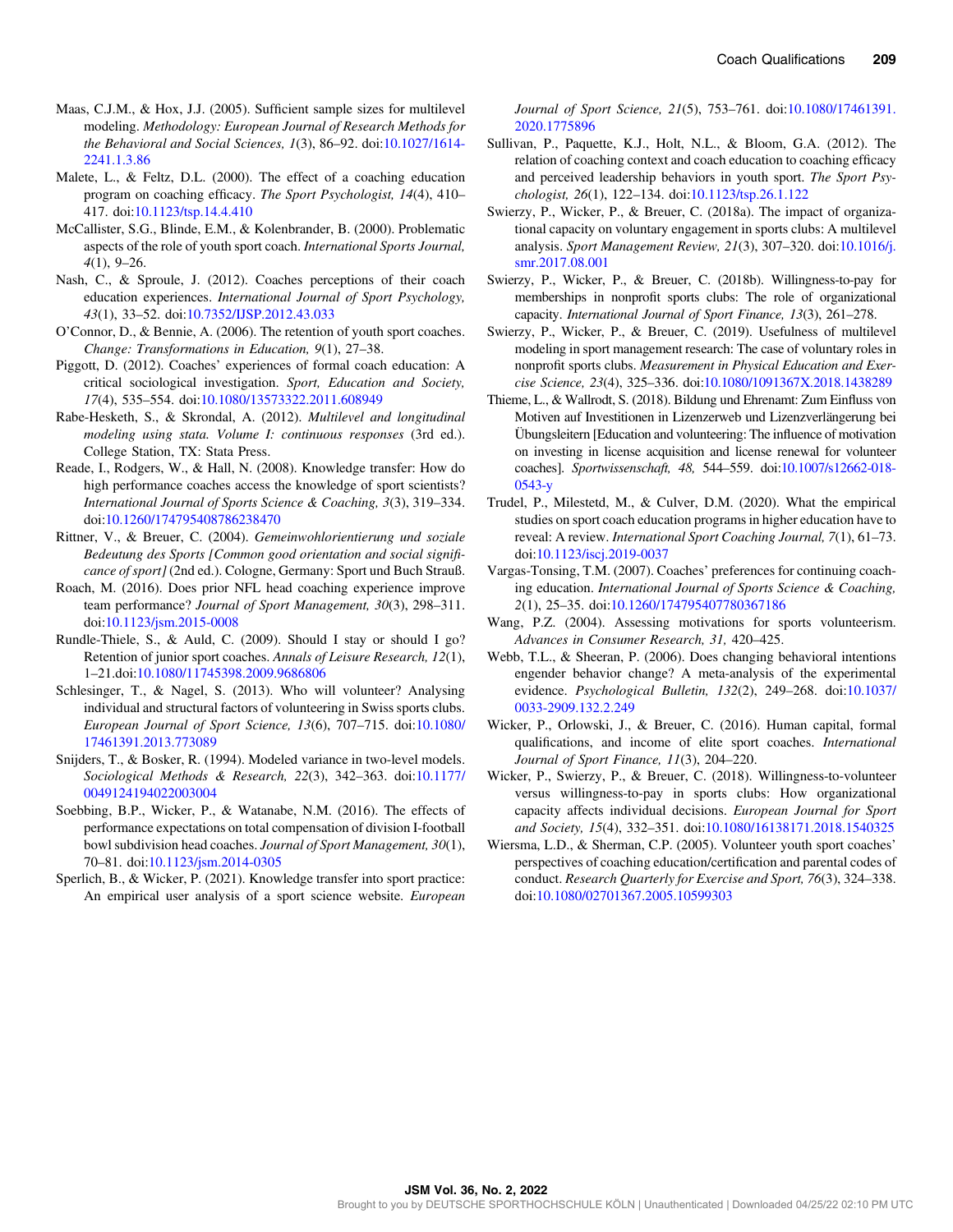Maas, C.J.M., & Hox, J.J. (2005). Sufficient sample sizes for multilevel modeling. *Methodology: European Journal of Research Methods for the Behavioral and Social Sciences, 1*(3), 86–92. doi:10.1027/1614-2241.1.3.86

Malete, L., & Feltz, D.L. (2000). The effect of a coaching education program on coaching efficacy. *The Sport Psychologist, 14*(4), 410–417. doi:10.1123/tsp.14.4.410

McCallister, S.G., Blinde, E.M., & Kolenbrander, B. (2000). Problematic aspects of the role of youth sport coach. *International Sports Journal, 4*(1), 9–26.

Nash, C., & Sproule, J. (2012). Coaches perceptions of their coach education experiences. *International Journal of Sport Psychology, 43*(1), 33–52. doi:10.7352/IJSP.2012.43.033

O'Connor, D., & Bennie, A. (2006). The retention of youth sport coaches. *Change: Transformations in Education, 9*(1), 27–38.

Piggott, D. (2012). Coaches' experiences of formal coach education: A critical sociological investigation. *Sport, Education and Society, 17*(4), 535–554. doi:10.1080/13573322.2011.608949

Rabe-Hesketh, S., & Skrondal, A. (2012). *Multilevel and longitudinal modeling using stata. Volume I: continuous responses* (3rd ed.). College Station, TX: Stata Press.

Reade, I., Rodgers, W., & Hall, N. (2008). Knowledge transfer: How do high performance coaches access the knowledge of sport scientists? *International Journal of Sports Science & Coaching, 3*(3), 319–334. doi:10.1260/174795408786238470

Rittner, V., & Breuer, C. (2004). *Gemeinwohlorientierung und soziale Bedeutung des Sports [Common good orientation and social significance of sport]* (2nd ed.). Cologne, Germany: Sport und Buch Strauß.

Roach, M. (2016). Does prior NFL head coaching experience improve team performance? *Journal of Sport Management, 30*(3), 298–311. doi:10.1123/jsm.2015-0008

Rundle-Thiele, S., & Auld, C. (2009). Should I stay or should I go? Retention of junior sport coaches. *Annals of Leisure Research, 12*(1), 1–21.doi:10.1080/11745398.2009.9686806

Schlesinger, T., & Nagel, S. (2013). Who will volunteer? Analysing individual and structural factors of volunteering in Swiss sports clubs. *European Journal of Sport Science, 13*(6), 707–715. doi:10.1080/17461391.2013.773089

Snijders, T., & Bosker, R. (1994). Modeled variance in two-level models. *Sociological Methods & Research, 22*(3), 342–363. doi:10.1177/0049124194022003004

Soebbing, B.P., Wicker, P., & Watanabe, N.M. (2016). The effects of performance expectations on total compensation of division I-football bowl subdivision head coaches. *Journal of Sport Management, 30*(1), 70–81. doi:10.1123/jsm.2014-0305

Sperlich, B., & Wicker, P. (2021). Knowledge transfer into sport practice: An empirical user analysis of a sport science website. *European Journal of Sport Science, 21*(5), 753–761. doi:10.1080/17461391.2020.1775896

Sullivan, P., Paquette, K.J., Holt, N.L., & Bloom, G.A. (2012). The relation of coaching context and coach education to coaching efficacy and perceived leadership behaviors in youth sport. *The Sport Psychologist, 26*(1), 122–134. doi:10.1123/tsp.26.1.122

Swierzy, P., Wicker, P., & Breuer, C. (2018a). The impact of organizational capacity on voluntary engagement in sports clubs: A multilevel analysis. *Sport Management Review, 21*(3), 307–320. doi:10.1016/j.smr.2017.08.001

Swierzy, P., Wicker, P., & Breuer, C. (2018b). Willingness-to-pay for memberships in nonprofit sports clubs: The role of organizational capacity. *International Journal of Sport Finance, 13*(3), 261–278.

Swierzy, P., Wicker, P., & Breuer, C. (2019). Usefulness of multilevel modeling in sport management research: The case of voluntary roles in nonprofit sports clubs. *Measurement in Physical Education and Exercise Science, 23*(4), 325–336. doi:10.1080/1091367X.2018.1438289

Thieme, L., & Wallrodt, S. (2018). Bildung und Ehrenamt: Zum Einfluss von Motiven auf Investitionen in Lizenzerweb und Lizenzverlängerung bei Übungsleitern [Education and volunteering: The influence of motivation on investing in license acquisition and license renewal for volunteer coaches]. *Sportwissenschaft, 48,* 544–559. doi:10.1007/s12662-018-0543-y

Trudel, P., Milestetd, M., & Culver, D.M. (2020). What the empirical studies on sport coach education programs in higher education have to reveal: A review. *International Sport Coaching Journal, 7*(1), 61–73. doi:10.1123/iscj.2019-0037

Vargas-Tonsing, T.M. (2007). Coaches' preferences for continuing coaching education. *International Journal of Sports Science & Coaching, 2*(1), 25–35. doi:10.1260/174795407780367186

Wang, P.Z. (2004). Assessing motivations for sports volunteerism. *Advances in Consumer Research, 31,* 420–425.

Webb, T.L., & Sheeran, P. (2006). Does changing behavioral intentions engender behavior change? A meta-analysis of the experimental evidence. *Psychological Bulletin, 132*(2), 249–268. doi:10.1037/0033-2909.132.2.249

Wicker, P., Orlowski, J., & Breuer, C. (2016). Human capital, formal qualifications, and income of elite sport coaches. *International Journal of Sport Finance, 11*(3), 204–220.

Wicker, P., Swierzy, P., & Breuer, C. (2018). Willingness-to-volunteer versus willingness-to-pay in sports clubs: How organizational capacity affects individual decisions. *European Journal for Sport and Society, 15*(4), 332–351. doi:10.1080/16138171.2018.1540325

Wiersma, L.D., & Sherman, C.P. (2005). Volunteer youth sport coaches' perspectives of coaching education/certification and parental codes of conduct. *Research Quarterly for Exercise and Sport, 76*(3), 324–338. doi:10.1080/02701367.2005.10599303